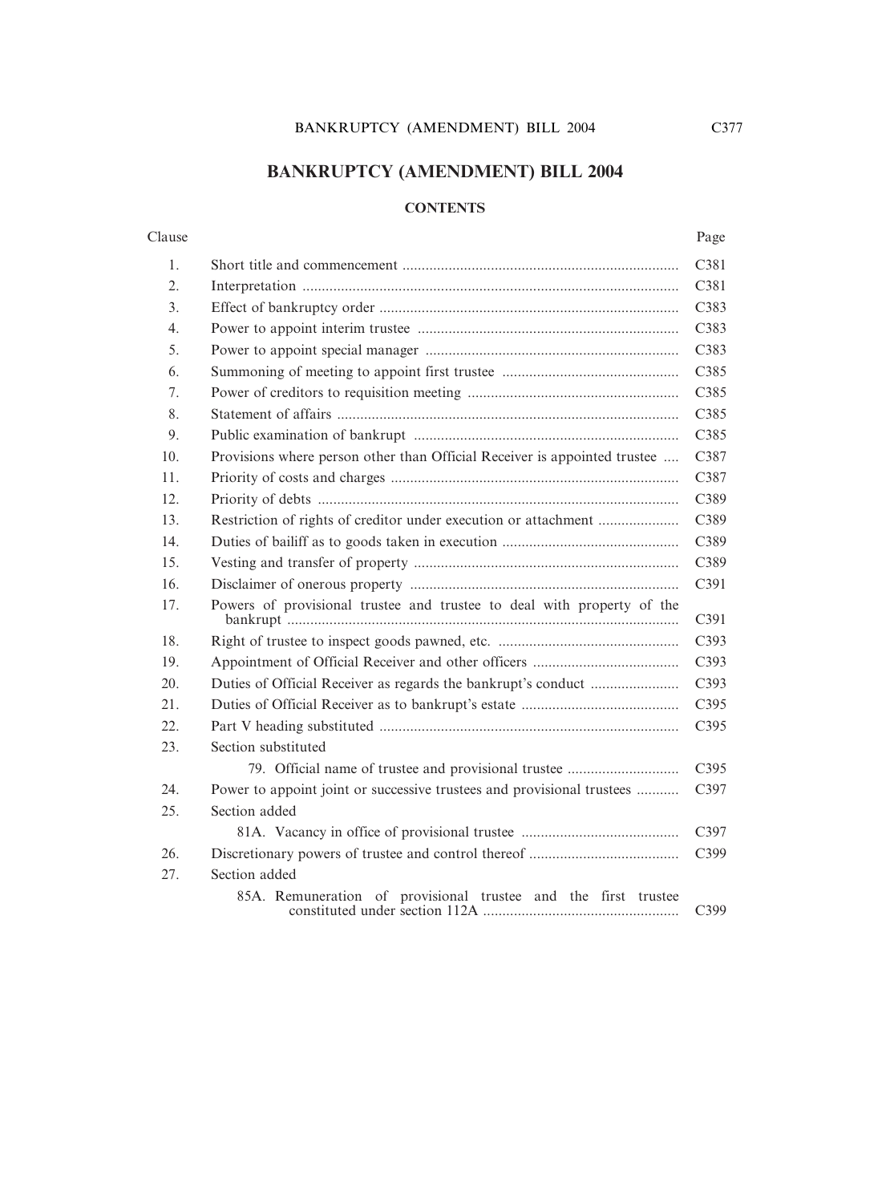# BANKRUPTCY (AMENDMENT) BILL 2004

## CONTENTS

| Clause | | Page |
|---|---|---|
| 1. | Short title and commencement | C381 |
| 2. | Interpretation | C381 |
| 3. | Effect of bankruptcy order | C383 |
| 4. | Power to appoint interim trustee | C383 |
| 5. | Power to appoint special manager | C383 |
| 6. | Summoning of meeting to appoint first trustee | C385 |
| 7. | Power of creditors to requisition meeting | C385 |
| 8. | Statement of affairs | C385 |
| 9. | Public examination of bankrupt | C385 |
| 10. | Provisions where person other than Official Receiver is appointed trustee | C387 |
| 11. | Priority of costs and charges | C387 |
| 12. | Priority of debts | C389 |
| 13. | Restriction of rights of creditor under execution or attachment | C389 |
| 14. | Duties of bailiff as to goods taken in execution | C389 |
| 15. | Vesting and transfer of property | C389 |
| 16. | Disclaimer of onerous property | C391 |
| 17. | Powers of provisional trustee and trustee to deal with property of the bankrupt | C391 |
| 18. | Right of trustee to inspect goods pawned, etc. | C393 |
| 19. | Appointment of Official Receiver and other officers | C393 |
| 20. | Duties of Official Receiver as regards the bankrupt's conduct | C393 |
| 21. | Duties of Official Receiver as to bankrupt's estate | C395 |
| 22. | Part V heading substituted | C395 |
| 23. | Section substituted | |
| | 79. Official name of trustee and provisional trustee | C395 |
| 24. | Power to appoint joint or successive trustees and provisional trustees | C397 |
| 25. | Section added | |
| | 81A. Vacancy in office of provisional trustee | C397 |
| 26. | Discretionary powers of trustee and control thereof | C399 |
| 27. | Section added | |
| | 85A. Remuneration of provisional trustee and the first trustee constituted under section 112A | C399 |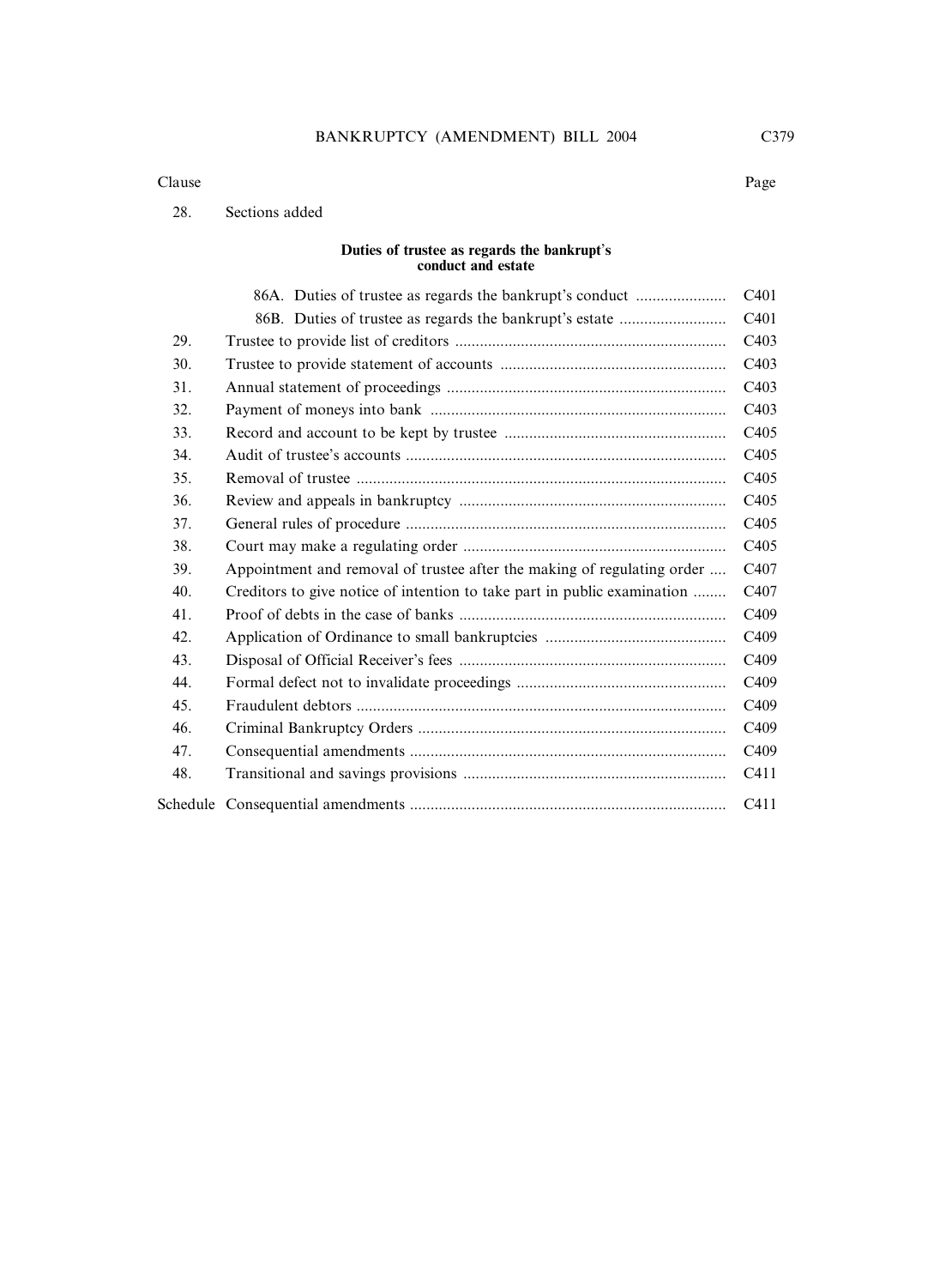| Clause | | Page |
|---|---|---|
| 28. | Sections added | |
| | **Duties of trustee as regards the bankrupt's conduct and estate** | |
| | 86A. Duties of trustee as regards the bankrupt's conduct | C401 |
| | 86B. Duties of trustee as regards the bankrupt's estate | C401 |
| 29. | Trustee to provide list of creditors | C403 |
| 30. | Trustee to provide statement of accounts | C403 |
| 31. | Annual statement of proceedings | C403 |
| 32. | Payment of moneys into bank | C403 |
| 33. | Record and account to be kept by trustee | C405 |
| 34. | Audit of trustee's accounts | C405 |
| 35. | Removal of trustee | C405 |
| 36. | Review and appeals in bankruptcy | C405 |
| 37. | General rules of procedure | C405 |
| 38. | Court may make a regulating order | C405 |
| 39. | Appointment and removal of trustee after the making of regulating order | C407 |
| 40. | Creditors to give notice of intention to take part in public examination | C407 |
| 41. | Proof of debts in the case of banks | C409 |
| 42. | Application of Ordinance to small bankruptcies | C409 |
| 43. | Disposal of Official Receiver's fees | C409 |
| 44. | Formal defect not to invalidate proceedings | C409 |
| 45. | Fraudulent debtors | C409 |
| 46. | Criminal Bankruptcy Orders | C409 |
| 47. | Consequential amendments | C409 |
| 48. | Transitional and savings provisions | C411 |
| Schedule | Consequential amendments | C411 |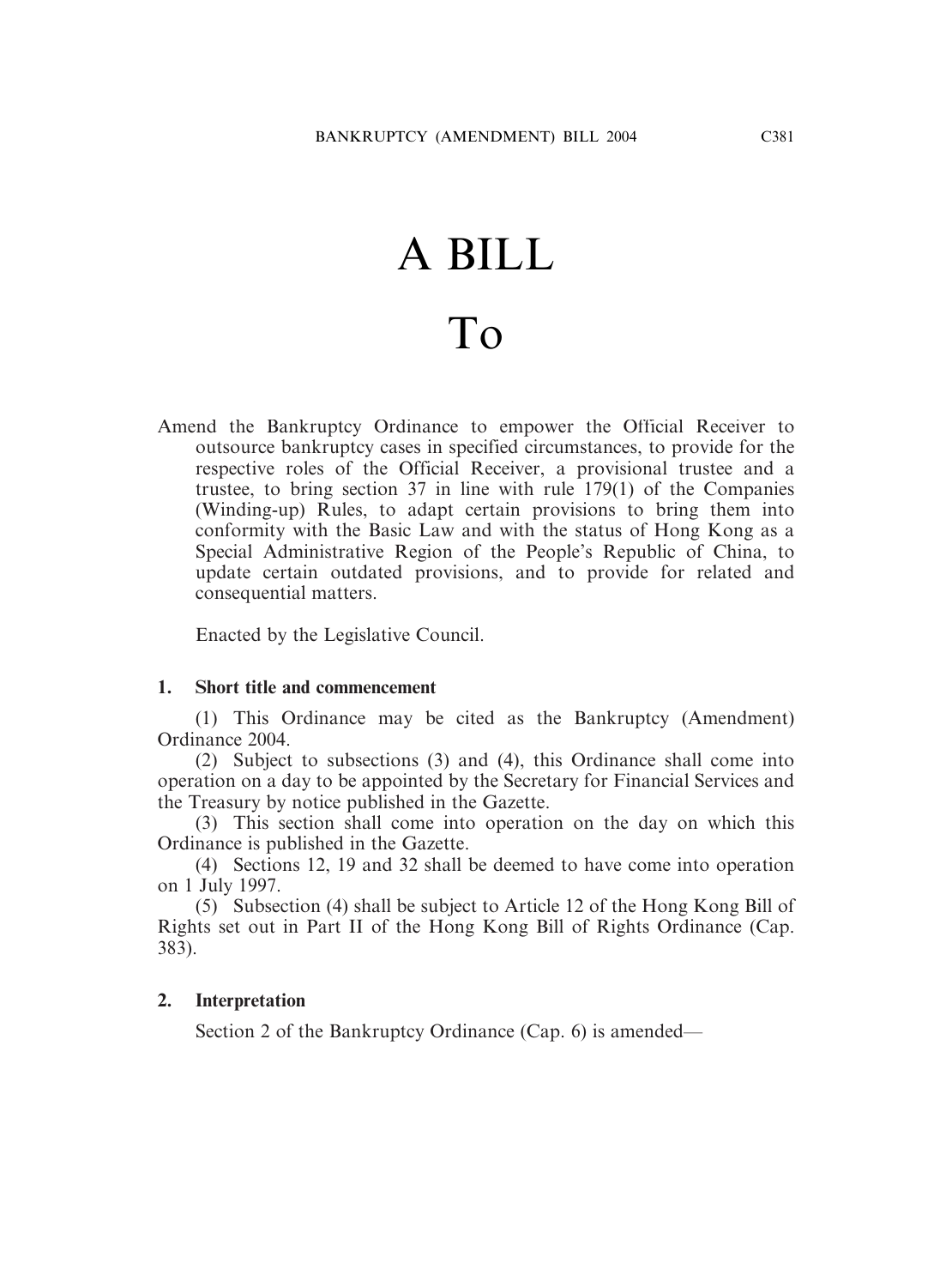# A BILL

# To

Amend the Bankruptcy Ordinance to empower the Official Receiver to outsource bankruptcy cases in specified circumstances, to provide for the respective roles of the Official Receiver, a provisional trustee and a trustee, to bring section 37 in line with rule 179(1) of the Companies (Winding-up) Rules, to adapt certain provisions to bring them into conformity with the Basic Law and with the status of Hong Kong as a Special Administrative Region of the People's Republic of China, to update certain outdated provisions, and to provide for related and consequential matters.

Enacted by the Legislative Council.

**1. Short title and commencement**

(1) This Ordinance may be cited as the Bankruptcy (Amendment) Ordinance 2004.

(2) Subject to subsections (3) and (4), this Ordinance shall come into operation on a day to be appointed by the Secretary for Financial Services and the Treasury by notice published in the Gazette.

(3) This section shall come into operation on the day on which this Ordinance is published in the Gazette.

(4) Sections 12, 19 and 32 shall be deemed to have come into operation on 1 July 1997.

(5) Subsection (4) shall be subject to Article 12 of the Hong Kong Bill of Rights set out in Part II of the Hong Kong Bill of Rights Ordinance (Cap. 383).

**2. Interpretation**

Section 2 of the Bankruptcy Ordinance (Cap. 6) is amended—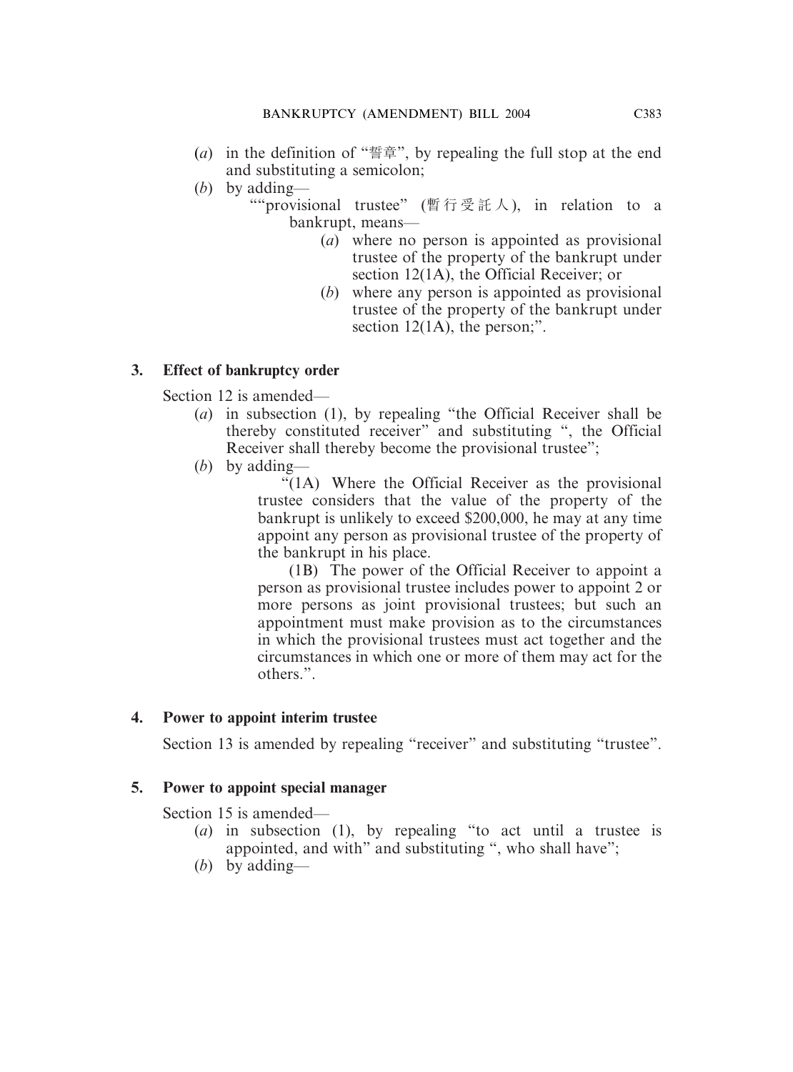(*a*) in the definition of "誓章", by repealing the full stop at the end and substituting a semicolon;

(*b*) by adding—

""provisional trustee" (暫行受託人), in relation to a bankrupt, means—

(*a*) where no person is appointed as provisional trustee of the property of the bankrupt under section 12(1A), the Official Receiver; or

(*b*) where any person is appointed as provisional trustee of the property of the bankrupt under section 12(1A), the person;".

### 3. Effect of bankruptcy order

Section 12 is amended—

(*a*) in subsection (1), by repealing "the Official Receiver shall be thereby constituted receiver" and substituting ", the Official Receiver shall thereby become the provisional trustee";

(*b*) by adding—

"(1A) Where the Official Receiver as the provisional trustee considers that the value of the property of the bankrupt is unlikely to exceed $200,000, he may at any time appoint any person as provisional trustee of the property of the bankrupt in his place.

(1B) The power of the Official Receiver to appoint a person as provisional trustee includes power to appoint 2 or more persons as joint provisional trustees; but such an appointment must make provision as to the circumstances in which the provisional trustees must act together and the circumstances in which one or more of them may act for the others.".

### 4. Power to appoint interim trustee

Section 13 is amended by repealing "receiver" and substituting "trustee".

### 5. Power to appoint special manager

Section 15 is amended—

(*a*) in subsection (1), by repealing "to act until a trustee is appointed, and with" and substituting ", who shall have";

(*b*) by adding—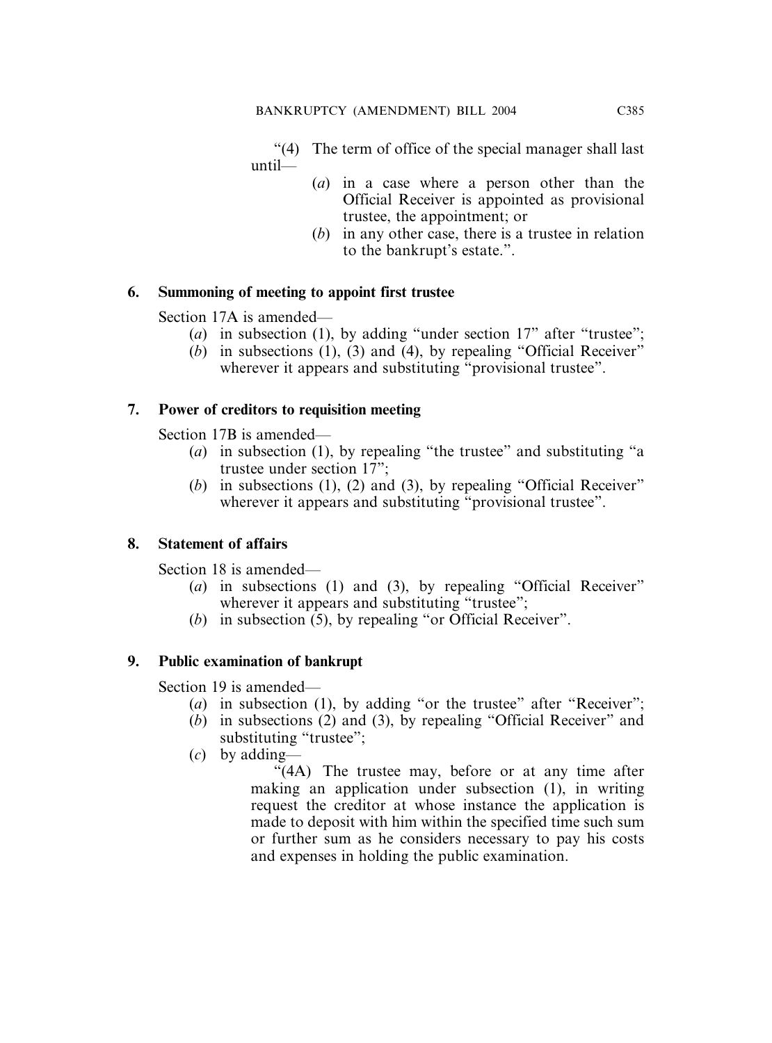"(4) The term of office of the special manager shall last until—

(*a*) in a case where a person other than the Official Receiver is appointed as provisional trustee, the appointment; or

(*b*) in any other case, there is a trustee in relation to the bankrupt's estate.".

**6. Summoning of meeting to appoint first trustee**

Section 17A is amended—

(*a*) in subsection (1), by adding "under section 17" after "trustee";

(*b*) in subsections (1), (3) and (4), by repealing "Official Receiver" wherever it appears and substituting "provisional trustee".

**7. Power of creditors to requisition meeting**

Section 17B is amended—

(*a*) in subsection (1), by repealing "the trustee" and substituting "a trustee under section 17";

(*b*) in subsections (1), (2) and (3), by repealing "Official Receiver" wherever it appears and substituting "provisional trustee".

**8. Statement of affairs**

Section 18 is amended—

(*a*) in subsections (1) and (3), by repealing "Official Receiver" wherever it appears and substituting "trustee";

(*b*) in subsection (5), by repealing "or Official Receiver".

**9. Public examination of bankrupt**

Section 19 is amended—

(*a*) in subsection (1), by adding "or the trustee" after "Receiver";

(*b*) in subsections (2) and (3), by repealing "Official Receiver" and substituting "trustee";

(*c*) by adding—

"(4A) The trustee may, before or at any time after making an application under subsection (1), in writing request the creditor at whose instance the application is made to deposit with him within the specified time such sum or further sum as he considers necessary to pay his costs and expenses in holding the public examination.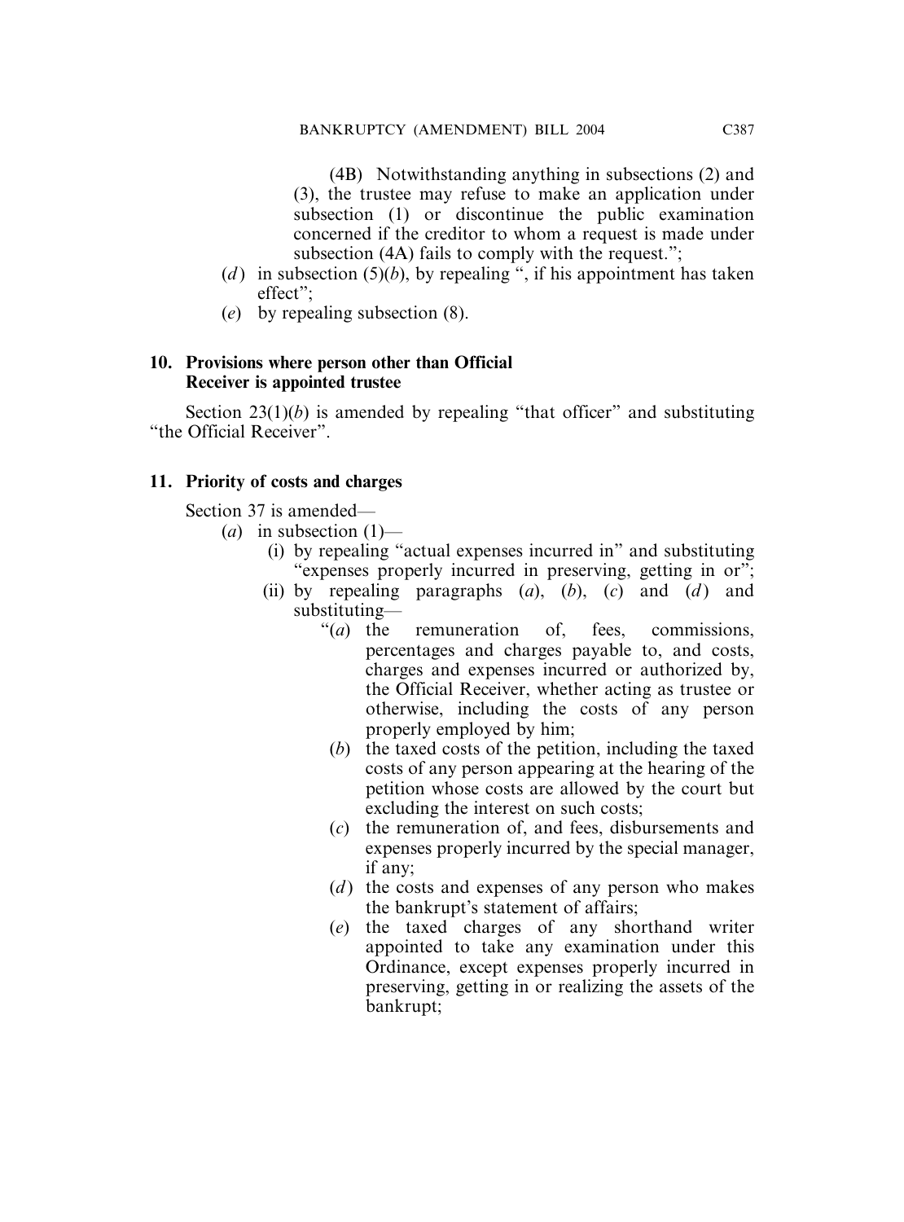(4B) Notwithstanding anything in subsections (2) and (3), the trustee may refuse to make an application under subsection (1) or discontinue the public examination concerned if the creditor to whom a request is made under subsection (4A) fails to comply with the request.";

(*d*) in subsection (5)(*b*), by repealing ", if his appointment has taken effect";

(*e*) by repealing subsection (8).

**10. Provisions where person other than Official Receiver is appointed trustee**

Section 23(1)(*b*) is amended by repealing "that officer" and substituting "the Official Receiver".

**11. Priority of costs and charges**

Section 37 is amended—

(*a*) in subsection (1)—

(i) by repealing "actual expenses incurred in" and substituting "expenses properly incurred in preserving, getting in or";

(ii) by repealing paragraphs (*a*), (*b*), (*c*) and (*d*) and substituting—

"(*a*) the remuneration of, fees, commissions, percentages and charges payable to, and costs, charges and expenses incurred or authorized by, the Official Receiver, whether acting as trustee or otherwise, including the costs of any person properly employed by him;

(*b*) the taxed costs of the petition, including the taxed costs of any person appearing at the hearing of the petition whose costs are allowed by the court but excluding the interest on such costs;

(*c*) the remuneration of, and fees, disbursements and expenses properly incurred by the special manager, if any;

(*d*) the costs and expenses of any person who makes the bankrupt's statement of affairs;

(*e*) the taxed charges of any shorthand writer appointed to take any examination under this Ordinance, except expenses properly incurred in preserving, getting in or realizing the assets of the bankrupt;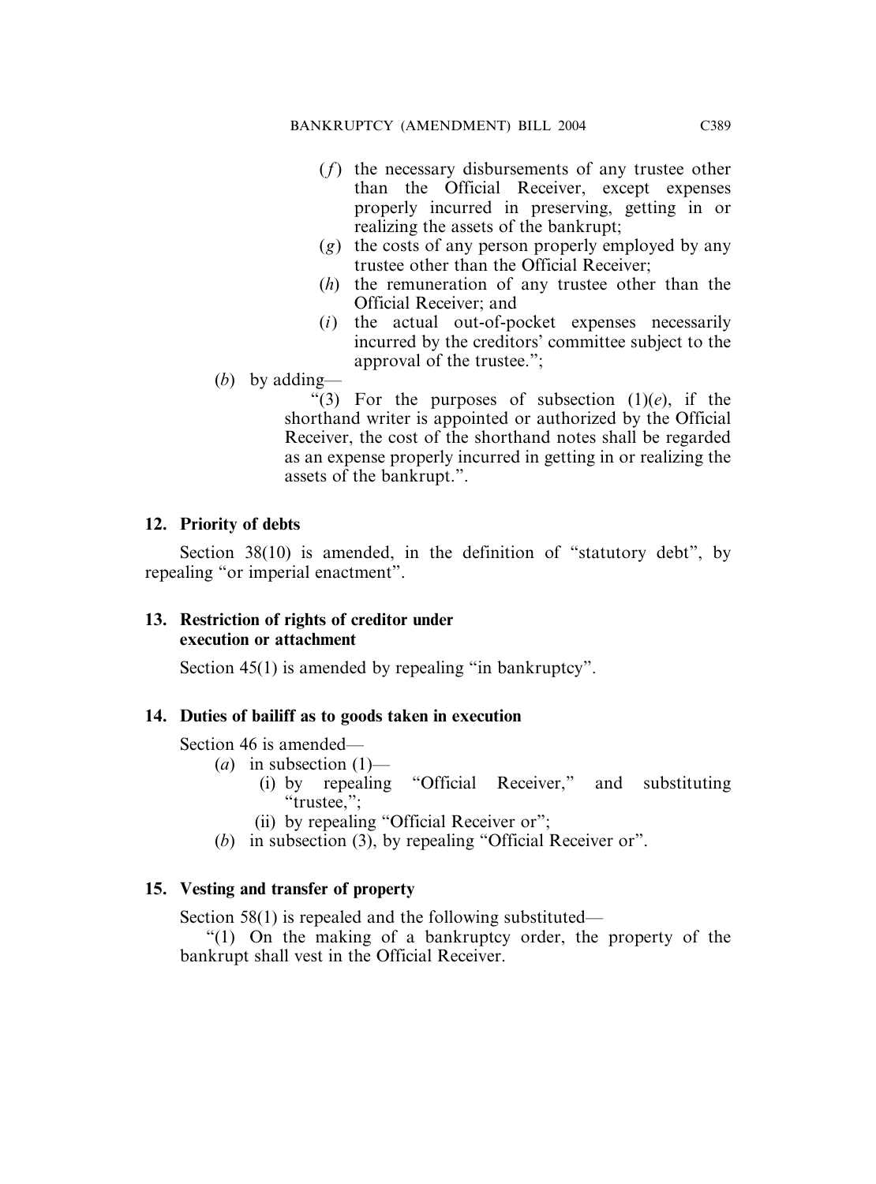(*f*) the necessary disbursements of any trustee other than the Official Receiver, except expenses properly incurred in preserving, getting in or realizing the assets of the bankrupt;

(*g*) the costs of any person properly employed by any trustee other than the Official Receiver;

(*h*) the remuneration of any trustee other than the Official Receiver; and

(*i*) the actual out-of-pocket expenses necessarily incurred by the creditors' committee subject to the approval of the trustee.";

(*b*) by adding—

"(3) For the purposes of subsection (1)(*e*), if the shorthand writer is appointed or authorized by the Official Receiver, the cost of the shorthand notes shall be regarded as an expense properly incurred in getting in or realizing the assets of the bankrupt.".

**12. Priority of debts**

Section 38(10) is amended, in the definition of "statutory debt", by repealing "or imperial enactment".

**13. Restriction of rights of creditor under execution or attachment**

Section 45(1) is amended by repealing "in bankruptcy".

**14. Duties of bailiff as to goods taken in execution**

Section 46 is amended—

(*a*) in subsection (1)—

(i) by repealing "Official Receiver," and substituting "trustee,";

(ii) by repealing "Official Receiver or";

(*b*) in subsection (3), by repealing "Official Receiver or".

**15. Vesting and transfer of property**

Section 58(1) is repealed and the following substituted—

"(1) On the making of a bankruptcy order, the property of the bankrupt shall vest in the Official Receiver.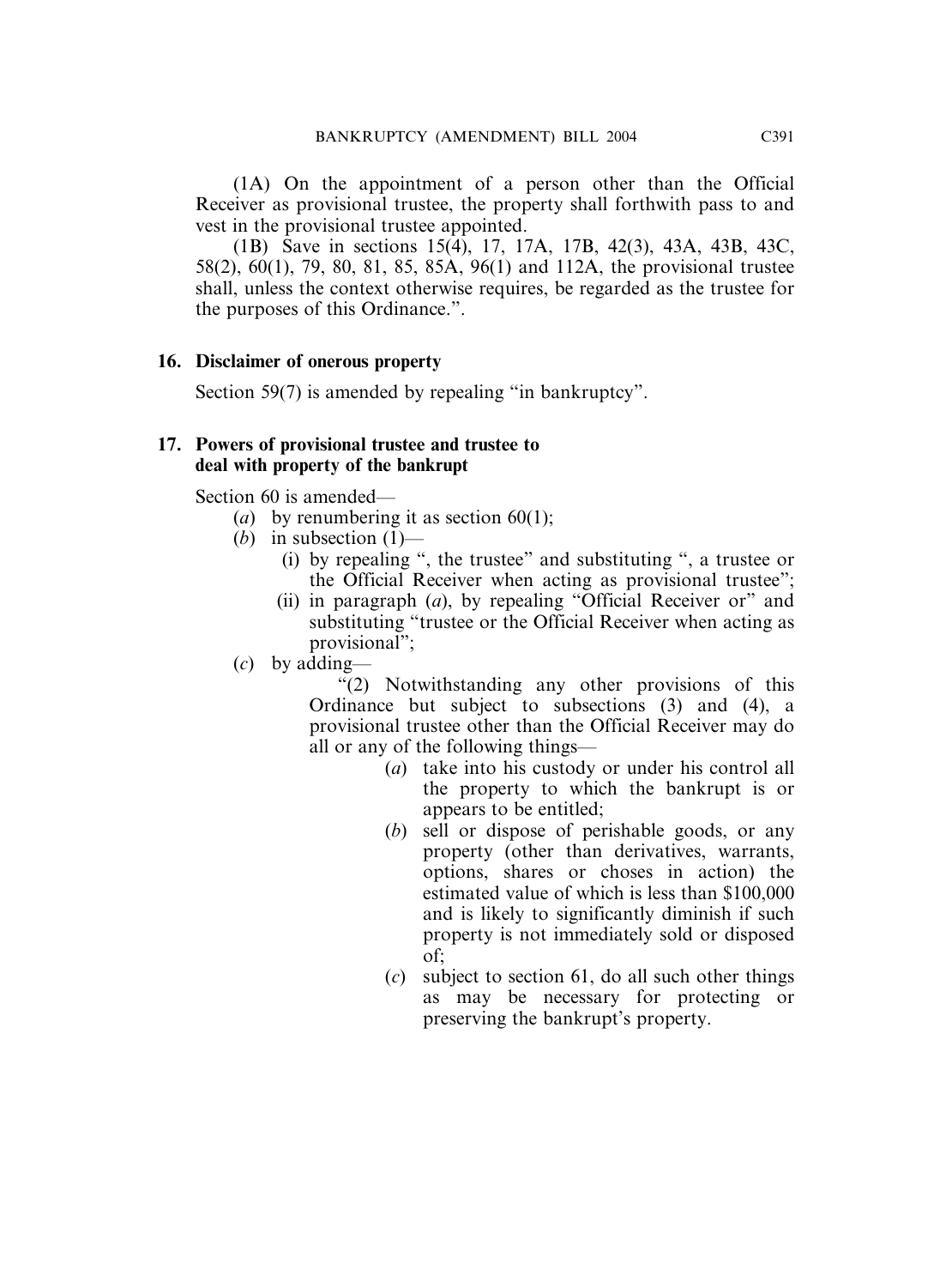(1A) On the appointment of a person other than the Official Receiver as provisional trustee, the property shall forthwith pass to and vest in the provisional trustee appointed.

(1B) Save in sections 15(4), 17, 17A, 17B, 42(3), 43A, 43B, 43C, 58(2), 60(1), 79, 80, 81, 85, 85A, 96(1) and 112A, the provisional trustee shall, unless the context otherwise requires, be regarded as the trustee for the purposes of this Ordinance.".

**16. Disclaimer of onerous property**

Section 59(7) is amended by repealing "in bankruptcy".

**17. Powers of provisional trustee and trustee to deal with property of the bankrupt**

Section 60 is amended—

(*a*) by renumbering it as section 60(1);

(*b*) in subsection (1)—

(i) by repealing ", the trustee" and substituting ", a trustee or the Official Receiver when acting as provisional trustee";

(ii) in paragraph (*a*), by repealing "Official Receiver or" and substituting "trustee or the Official Receiver when acting as provisional";

(*c*) by adding—

"(2) Notwithstanding any other provisions of this Ordinance but subject to subsections (3) and (4), a provisional trustee other than the Official Receiver may do all or any of the following things—

(*a*) take into his custody or under his control all the property to which the bankrupt is or appears to be entitled;

(*b*) sell or dispose of perishable goods, or any property (other than derivatives, warrants, options, shares or choses in action) the estimated value of which is less than $100,000 and is likely to significantly diminish if such property is not immediately sold or disposed of;

(*c*) subject to section 61, do all such other things as may be necessary for protecting or preserving the bankrupt's property.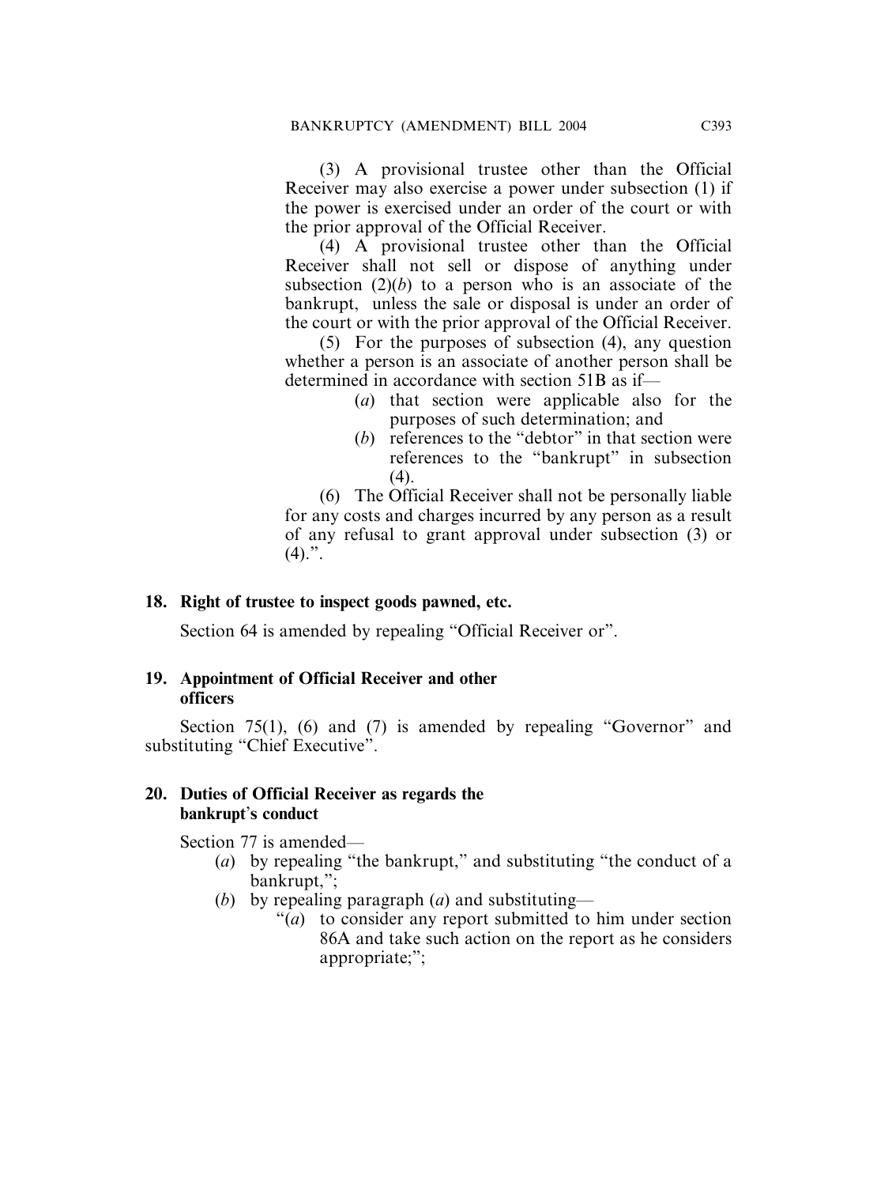(3) A provisional trustee other than the Official Receiver may also exercise a power under subsection (1) if the power is exercised under an order of the court or with the prior approval of the Official Receiver.

(4) A provisional trustee other than the Official Receiver shall not sell or dispose of anything under subsection (2)(*b*) to a person who is an associate of the bankrupt, unless the sale or disposal is under an order of the court or with the prior approval of the Official Receiver.

(5) For the purposes of subsection (4), any question whether a person is an associate of another person shall be determined in accordance with section 51B as if—

(*a*) that section were applicable also for the purposes of such determination; and

(*b*) references to the "debtor" in that section were references to the "bankrupt" in subsection (4).

(6) The Official Receiver shall not be personally liable for any costs and charges incurred by any person as a result of any refusal to grant approval under subsection (3) or (4).".

**18. Right of trustee to inspect goods pawned, etc.**

Section 64 is amended by repealing "Official Receiver or".

**19. Appointment of Official Receiver and other officers**

Section 75(1), (6) and (7) is amended by repealing "Governor" and substituting "Chief Executive".

**20. Duties of Official Receiver as regards the bankrupt's conduct**

Section 77 is amended—

(*a*) by repealing "the bankrupt," and substituting "the conduct of a bankrupt,";

(*b*) by repealing paragraph (*a*) and substituting—

"(*a*) to consider any report submitted to him under section 86A and take such action on the report as he considers appropriate;";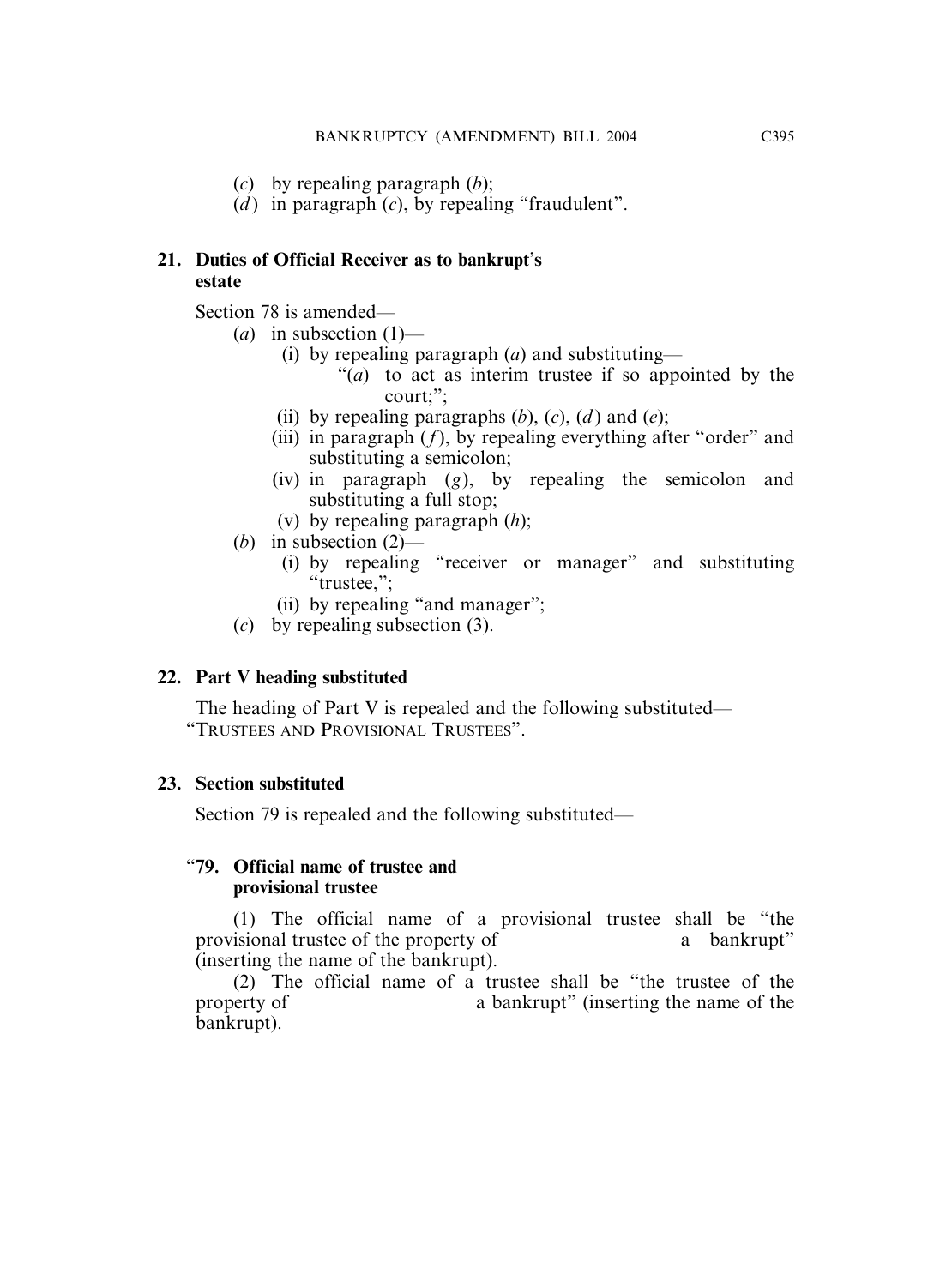(*c*) by repealing paragraph (*b*);

(*d*) in paragraph (*c*), by repealing "fraudulent".

### 21. Duties of Official Receiver as to bankrupt's estate

Section 78 is amended—

(*a*) in subsection (1)—

(i) by repealing paragraph (*a*) and substituting—

"(*a*) to act as interim trustee if so appointed by the court;";

(ii) by repealing paragraphs (*b*), (*c*), (*d*) and (*e*);

(iii) in paragraph (*f*), by repealing everything after "order" and substituting a semicolon;

(iv) in paragraph (*g*), by repealing the semicolon and substituting a full stop;

(v) by repealing paragraph (*h*);

(*b*) in subsection (2)—

(i) by repealing "receiver or manager" and substituting "trustee,";

(ii) by repealing "and manager";

(*c*) by repealing subsection (3).

### 22. Part V heading substituted

The heading of Part V is repealed and the following substituted—
"TRUSTEES AND PROVISIONAL TRUSTEES".

### 23. Section substituted

Section 79 is repealed and the following substituted—

**"79. Official name of trustee and provisional trustee**

(1) The official name of a provisional trustee shall be "the provisional trustee of the property of                a bankrupt" (inserting the name of the bankrupt).

(2) The official name of a trustee shall be "the trustee of the property of                a bankrupt" (inserting the name of the bankrupt).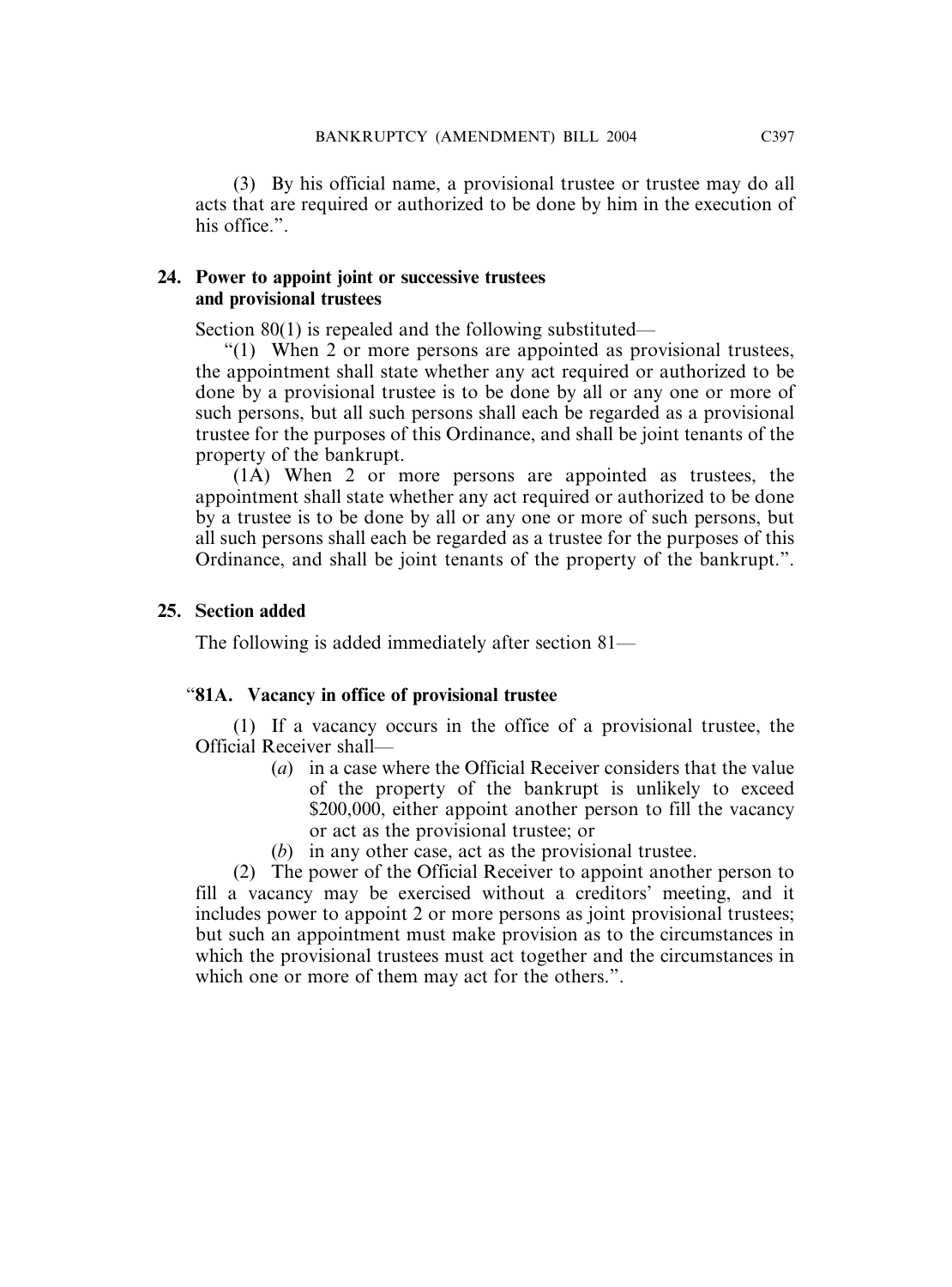(3) By his official name, a provisional trustee or trustee may do all acts that are required or authorized to be done by him in the execution of his office.".

**24. Power to appoint joint or successive trustees and provisional trustees**

Section 80(1) is repealed and the following substituted—

"(1) When 2 or more persons are appointed as provisional trustees, the appointment shall state whether any act required or authorized to be done by a provisional trustee is to be done by all or any one or more of such persons, but all such persons shall each be regarded as a provisional trustee for the purposes of this Ordinance, and shall be joint tenants of the property of the bankrupt.

(1A) When 2 or more persons are appointed as trustees, the appointment shall state whether any act required or authorized to be done by a trustee is to be done by all or any one or more of such persons, but all such persons shall each be regarded as a trustee for the purposes of this Ordinance, and shall be joint tenants of the property of the bankrupt.".

**25. Section added**

The following is added immediately after section 81—

"**81A. Vacancy in office of provisional trustee**

(1) If a vacancy occurs in the office of a provisional trustee, the Official Receiver shall—

- (*a*) in a case where the Official Receiver considers that the value of the property of the bankrupt is unlikely to exceed $200,000, either appoint another person to fill the vacancy or act as the provisional trustee; or
- (*b*) in any other case, act as the provisional trustee.

(2) The power of the Official Receiver to appoint another person to fill a vacancy may be exercised without a creditors' meeting, and it includes power to appoint 2 or more persons as joint provisional trustees; but such an appointment must make provision as to the circumstances in which the provisional trustees must act together and the circumstances in which one or more of them may act for the others.".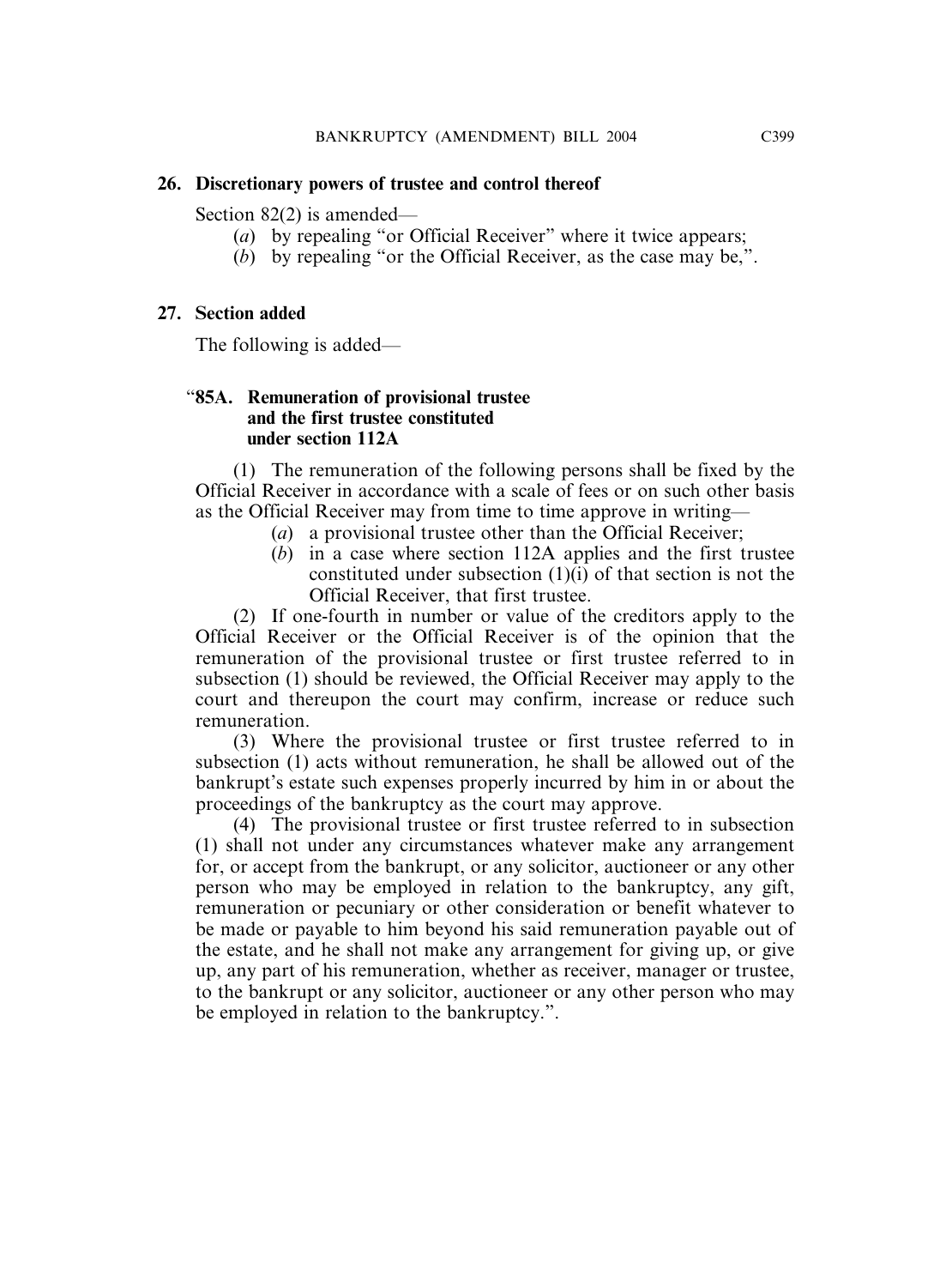**26. Discretionary powers of trustee and control thereof**

Section 82(2) is amended—

(*a*) by repealing "or Official Receiver" where it twice appears;

(*b*) by repealing "or the Official Receiver, as the case may be,".

**27. Section added**

The following is added—

"**85A. Remuneration of provisional trustee and the first trustee constituted under section 112A**

(1) The remuneration of the following persons shall be fixed by the Official Receiver in accordance with a scale of fees or on such other basis as the Official Receiver may from time to time approve in writing—

(*a*) a provisional trustee other than the Official Receiver;

(*b*) in a case where section 112A applies and the first trustee constituted under subsection (1)(i) of that section is not the Official Receiver, that first trustee.

(2) If one-fourth in number or value of the creditors apply to the Official Receiver or the Official Receiver is of the opinion that the remuneration of the provisional trustee or first trustee referred to in subsection (1) should be reviewed, the Official Receiver may apply to the court and thereupon the court may confirm, increase or reduce such remuneration.

(3) Where the provisional trustee or first trustee referred to in subsection (1) acts without remuneration, he shall be allowed out of the bankrupt's estate such expenses properly incurred by him in or about the proceedings of the bankruptcy as the court may approve.

(4) The provisional trustee or first trustee referred to in subsection (1) shall not under any circumstances whatever make any arrangement for, or accept from the bankrupt, or any solicitor, auctioneer or any other person who may be employed in relation to the bankruptcy, any gift, remuneration or pecuniary or other consideration or benefit whatever to be made or payable to him beyond his said remuneration payable out of the estate, and he shall not make any arrangement for giving up, or give up, any part of his remuneration, whether as receiver, manager or trustee, to the bankrupt or any solicitor, auctioneer or any other person who may be employed in relation to the bankruptcy.".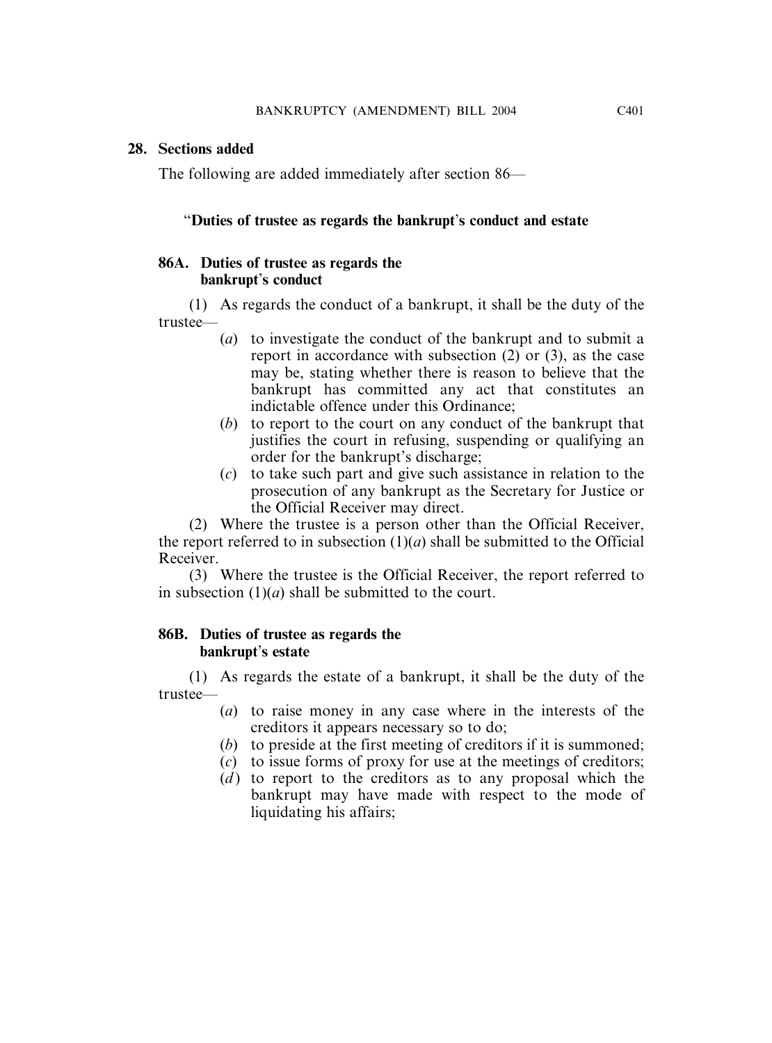**28. Sections added**

The following are added immediately after section 86—

"**Duties of trustee as regards the bankrupt's conduct and estate**

**86A. Duties of trustee as regards the bankrupt's conduct**

(1) As regards the conduct of a bankrupt, it shall be the duty of the trustee—

- (*a*) to investigate the conduct of the bankrupt and to submit a report in accordance with subsection (2) or (3), as the case may be, stating whether there is reason to believe that the bankrupt has committed any act that constitutes an indictable offence under this Ordinance;
- (*b*) to report to the court on any conduct of the bankrupt that justifies the court in refusing, suspending or qualifying an order for the bankrupt's discharge;
- (*c*) to take such part and give such assistance in relation to the prosecution of any bankrupt as the Secretary for Justice or the Official Receiver may direct.

(2) Where the trustee is a person other than the Official Receiver, the report referred to in subsection (1)(*a*) shall be submitted to the Official Receiver.

(3) Where the trustee is the Official Receiver, the report referred to in subsection (1)(*a*) shall be submitted to the court.

**86B. Duties of trustee as regards the bankrupt's estate**

(1) As regards the estate of a bankrupt, it shall be the duty of the trustee—

- (*a*) to raise money in any case where in the interests of the creditors it appears necessary so to do;
- (*b*) to preside at the first meeting of creditors if it is summoned;
- (*c*) to issue forms of proxy for use at the meetings of creditors;
- (*d*) to report to the creditors as to any proposal which the bankrupt may have made with respect to the mode of liquidating his affairs;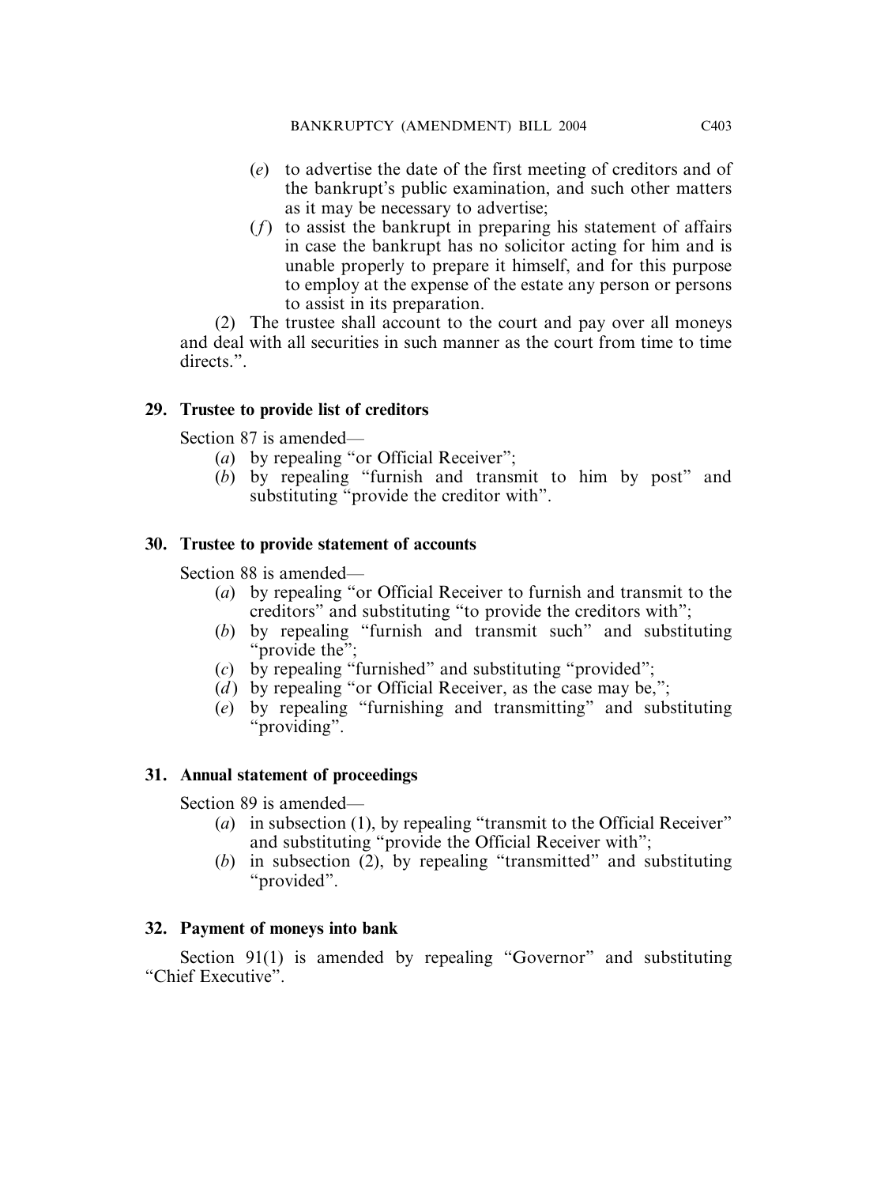(*e*) to advertise the date of the first meeting of creditors and of the bankrupt's public examination, and such other matters as it may be necessary to advertise;

(*f*) to assist the bankrupt in preparing his statement of affairs in case the bankrupt has no solicitor acting for him and is unable properly to prepare it himself, and for this purpose to employ at the expense of the estate any person or persons to assist in its preparation.

(2) The trustee shall account to the court and pay over all moneys and deal with all securities in such manner as the court from time to time directs.".

### 29. Trustee to provide list of creditors

Section 87 is amended—

(*a*) by repealing "or Official Receiver";

(*b*) by repealing "furnish and transmit to him by post" and substituting "provide the creditor with".

### 30. Trustee to provide statement of accounts

Section 88 is amended—

(*a*) by repealing "or Official Receiver to furnish and transmit to the creditors" and substituting "to provide the creditors with";

(*b*) by repealing "furnish and transmit such" and substituting "provide the";

(*c*) by repealing "furnished" and substituting "provided";

(*d*) by repealing "or Official Receiver, as the case may be,";

(*e*) by repealing "furnishing and transmitting" and substituting "providing".

### 31. Annual statement of proceedings

Section 89 is amended—

(*a*) in subsection (1), by repealing "transmit to the Official Receiver" and substituting "provide the Official Receiver with";

(*b*) in subsection (2), by repealing "transmitted" and substituting "provided".

### 32. Payment of moneys into bank

Section 91(1) is amended by repealing "Governor" and substituting "Chief Executive".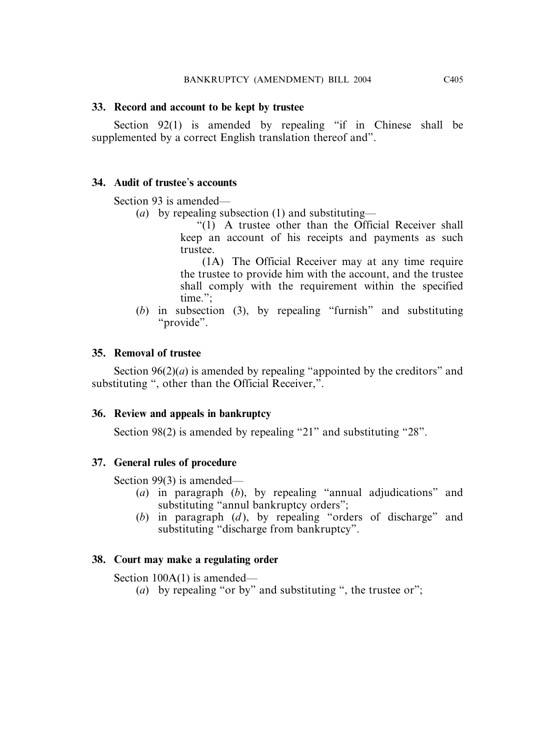**33. Record and account to be kept by trustee**

Section 92(1) is amended by repealing "if in Chinese shall be supplemented by a correct English translation thereof and".

**34. Audit of trustee's accounts**

Section 93 is amended—

(*a*) by repealing subsection (1) and substituting—

"(1) A trustee other than the Official Receiver shall keep an account of his receipts and payments as such trustee.

(1A) The Official Receiver may at any time require the trustee to provide him with the account, and the trustee shall comply with the requirement within the specified time.";

(*b*) in subsection (3), by repealing "furnish" and substituting "provide".

**35. Removal of trustee**

Section 96(2)(*a*) is amended by repealing "appointed by the creditors" and substituting ", other than the Official Receiver,".

**36. Review and appeals in bankruptcy**

Section 98(2) is amended by repealing "21" and substituting "28".

**37. General rules of procedure**

Section 99(3) is amended—

(*a*) in paragraph (*b*), by repealing "annual adjudications" and substituting "annul bankruptcy orders";

(*b*) in paragraph (*d*), by repealing "orders of discharge" and substituting "discharge from bankruptcy".

**38. Court may make a regulating order**

Section 100A(1) is amended—

(*a*) by repealing "or by" and substituting ", the trustee or";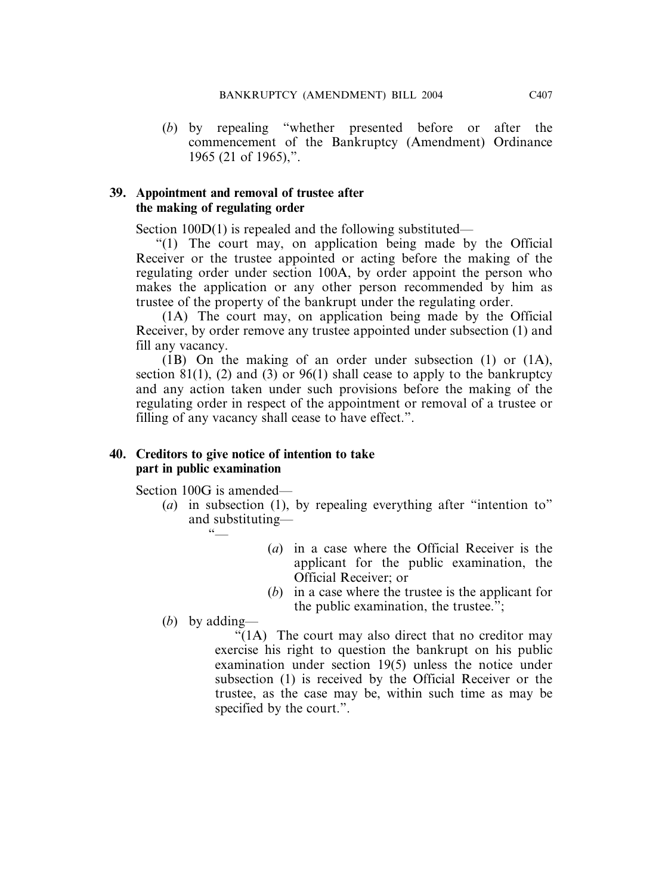(*b*) by repealing "whether presented before or after the commencement of the Bankruptcy (Amendment) Ordinance 1965 (21 of 1965),".

**39. Appointment and removal of trustee after the making of regulating order**

Section 100D(1) is repealed and the following substituted—

"(1) The court may, on application being made by the Official Receiver or the trustee appointed or acting before the making of the regulating order under section 100A, by order appoint the person who makes the application or any other person recommended by him as trustee of the property of the bankrupt under the regulating order.

(1A) The court may, on application being made by the Official Receiver, by order remove any trustee appointed under subsection (1) and fill any vacancy.

(1B) On the making of an order under subsection (1) or (1A), section 81(1), (2) and (3) or 96(1) shall cease to apply to the bankruptcy and any action taken under such provisions before the making of the regulating order in respect of the appointment or removal of a trustee or filling of any vacancy shall cease to have effect.".

**40. Creditors to give notice of intention to take part in public examination**

Section 100G is amended—

(*a*) in subsection (1), by repealing everything after "intention to" and substituting—

"—

(*a*) in a case where the Official Receiver is the applicant for the public examination, the Official Receiver; or

(*b*) in a case where the trustee is the applicant for the public examination, the trustee.";

(*b*) by adding—

"(1A) The court may also direct that no creditor may exercise his right to question the bankrupt on his public examination under section 19(5) unless the notice under subsection (1) is received by the Official Receiver or the trustee, as the case may be, within such time as may be specified by the court.".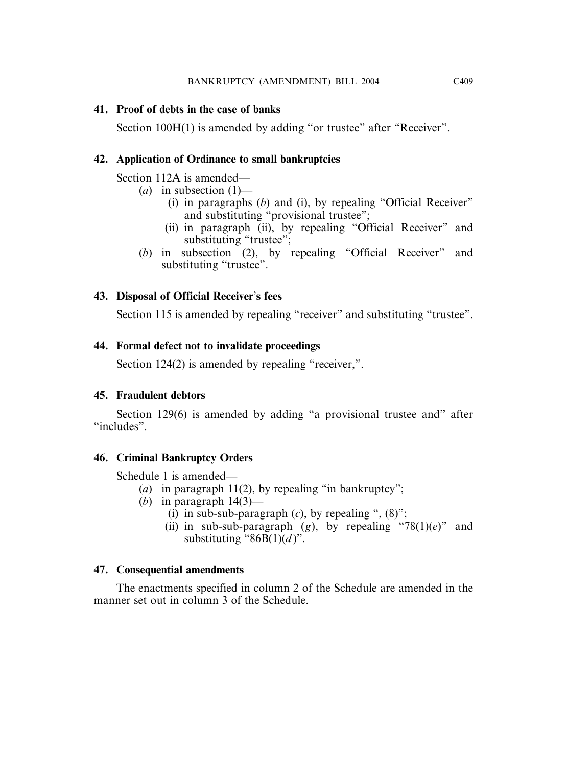**41. Proof of debts in the case of banks**

Section 100H(1) is amended by adding "or trustee" after "Receiver".

**42. Application of Ordinance to small bankruptcies**

Section 112A is amended—

(*a*) in subsection (1)—

(i) in paragraphs (*b*) and (i), by repealing "Official Receiver" and substituting "provisional trustee";

(ii) in paragraph (ii), by repealing "Official Receiver" and substituting "trustee";

(*b*) in subsection (2), by repealing "Official Receiver" and substituting "trustee".

**43. Disposal of Official Receiver's fees**

Section 115 is amended by repealing "receiver" and substituting "trustee".

**44. Formal defect not to invalidate proceedings**

Section 124(2) is amended by repealing "receiver,".

**45. Fraudulent debtors**

Section 129(6) is amended by adding "a provisional trustee and" after "includes".

**46. Criminal Bankruptcy Orders**

Schedule 1 is amended—

(*a*) in paragraph 11(2), by repealing "in bankruptcy";

(*b*) in paragraph 14(3)—

(i) in sub-sub-paragraph (*c*), by repealing ", (8)";

(ii) in sub-sub-paragraph (*g*), by repealing "78(1)(*e*)" and substituting "86B(1)(*d*)".

**47. Consequential amendments**

The enactments specified in column 2 of the Schedule are amended in the manner set out in column 3 of the Schedule.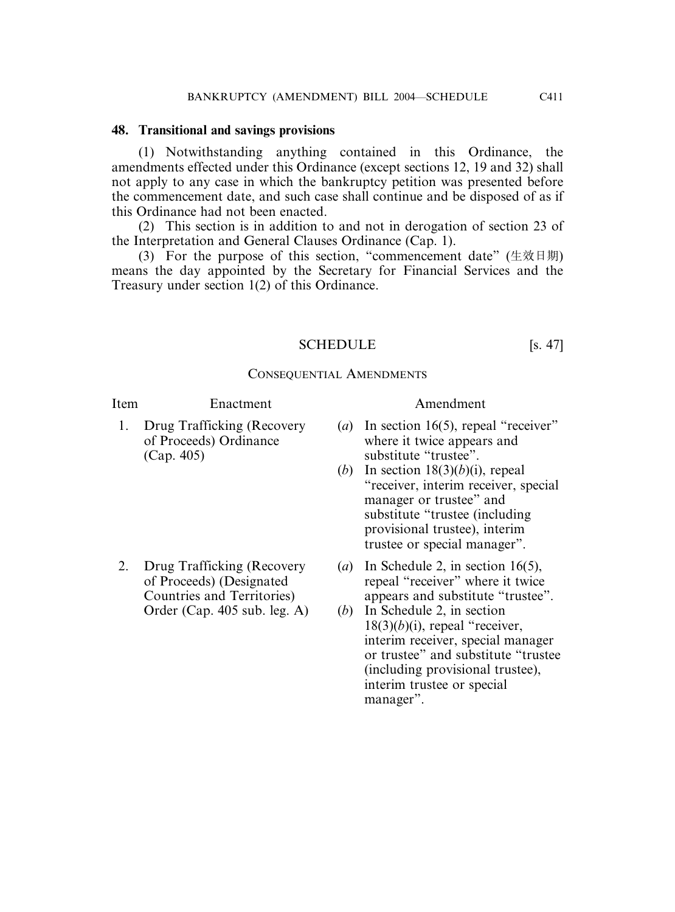**48. Transitional and savings provisions**

(1) Notwithstanding anything contained in this Ordinance, the amendments effected under this Ordinance (except sections 12, 19 and 32) shall not apply to any case in which the bankruptcy petition was presented before the commencement date, and such case shall continue and be disposed of as if this Ordinance had not been enacted.

(2) This section is in addition to and not in derogation of section 23 of the Interpretation and General Clauses Ordinance (Cap. 1).

(3) For the purpose of this section, "commencement date" (生效日期) means the day appointed by the Secretary for Financial Services and the Treasury under section 1(2) of this Ordinance.

## SCHEDULE [s. 47]

### CONSEQUENTIAL AMENDMENTS

| Item | Enactment | Amendment |
|---|---|---|
| 1. | Drug Trafficking (Recovery of Proceeds) Ordinance (Cap. 405) | (*a*) In section 16(5), repeal "receiver" where it twice appears and substitute "trustee".<br>(*b*) In section 18(3)(*b*)(i), repeal "receiver, interim receiver, special manager or trustee" and substitute "trustee (including provisional trustee), interim trustee or special manager". |
| 2. | Drug Trafficking (Recovery of Proceeds) (Designated Countries and Territories) Order (Cap. 405 sub. leg. A) | (*a*) In Schedule 2, in section 16(5), repeal "receiver" where it twice appears and substitute "trustee".<br>(*b*) In Schedule 2, in section 18(3)(*b*)(i), repeal "receiver, interim receiver, special manager or trustee" and substitute "trustee (including provisional trustee), interim trustee or special manager". |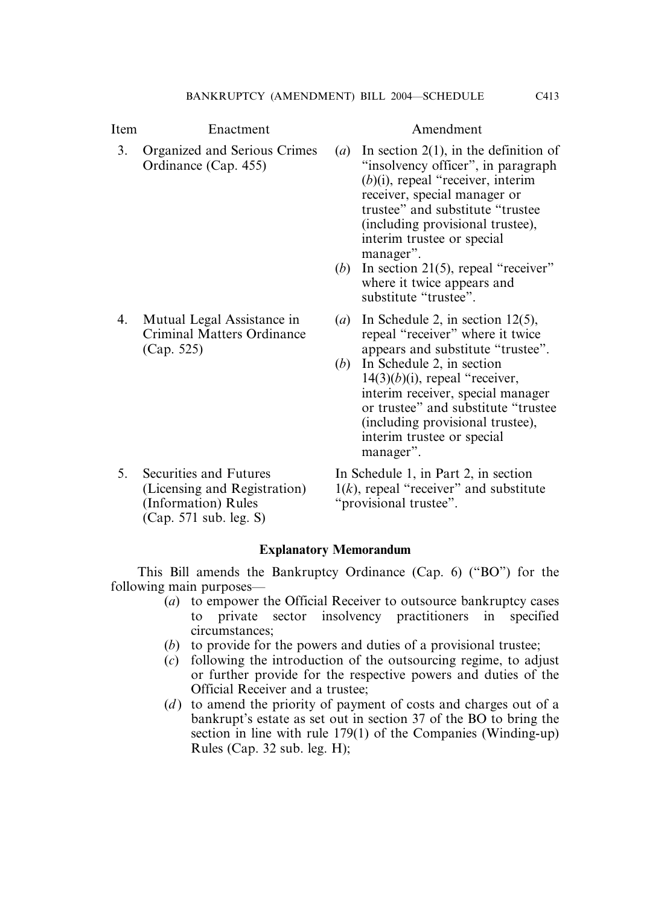| Item | Enactment | Amendment |
|---|---|---|
| 3. | Organized and Serious Crimes Ordinance (Cap. 455) | (*a*) In section 2(1), in the definition of "insolvency officer", in paragraph (*b*)(i), repeal "receiver, interim receiver, special manager or trustee" and substitute "trustee (including provisional trustee), interim trustee or special manager".<br>(*b*) In section 21(5), repeal "receiver" where it twice appears and substitute "trustee". |
| 4. | Mutual Legal Assistance in Criminal Matters Ordinance (Cap. 525) | (*a*) In Schedule 2, in section 12(5), repeal "receiver" where it twice appears and substitute "trustee".<br>(*b*) In Schedule 2, in section 14(3)(*b*)(i), repeal "receiver, interim receiver, special manager or trustee" and substitute "trustee (including provisional trustee), interim trustee or special manager". |
| 5. | Securities and Futures (Licensing and Registration) (Information) Rules (Cap. 571 sub. leg. S) | In Schedule 1, in Part 2, in section 1(*k*), repeal "receiver" and substitute "provisional trustee". |

## Explanatory Memorandum

This Bill amends the Bankruptcy Ordinance (Cap. 6) ("BO") for the following main purposes—

(*a*) to empower the Official Receiver to outsource bankruptcy cases to private sector insolvency practitioners in specified circumstances;

(*b*) to provide for the powers and duties of a provisional trustee;

(*c*) following the introduction of the outsourcing regime, to adjust or further provide for the respective powers and duties of the Official Receiver and a trustee;

(*d*) to amend the priority of payment of costs and charges out of a bankrupt's estate as set out in section 37 of the BO to bring the section in line with rule 179(1) of the Companies (Winding-up) Rules (Cap. 32 sub. leg. H);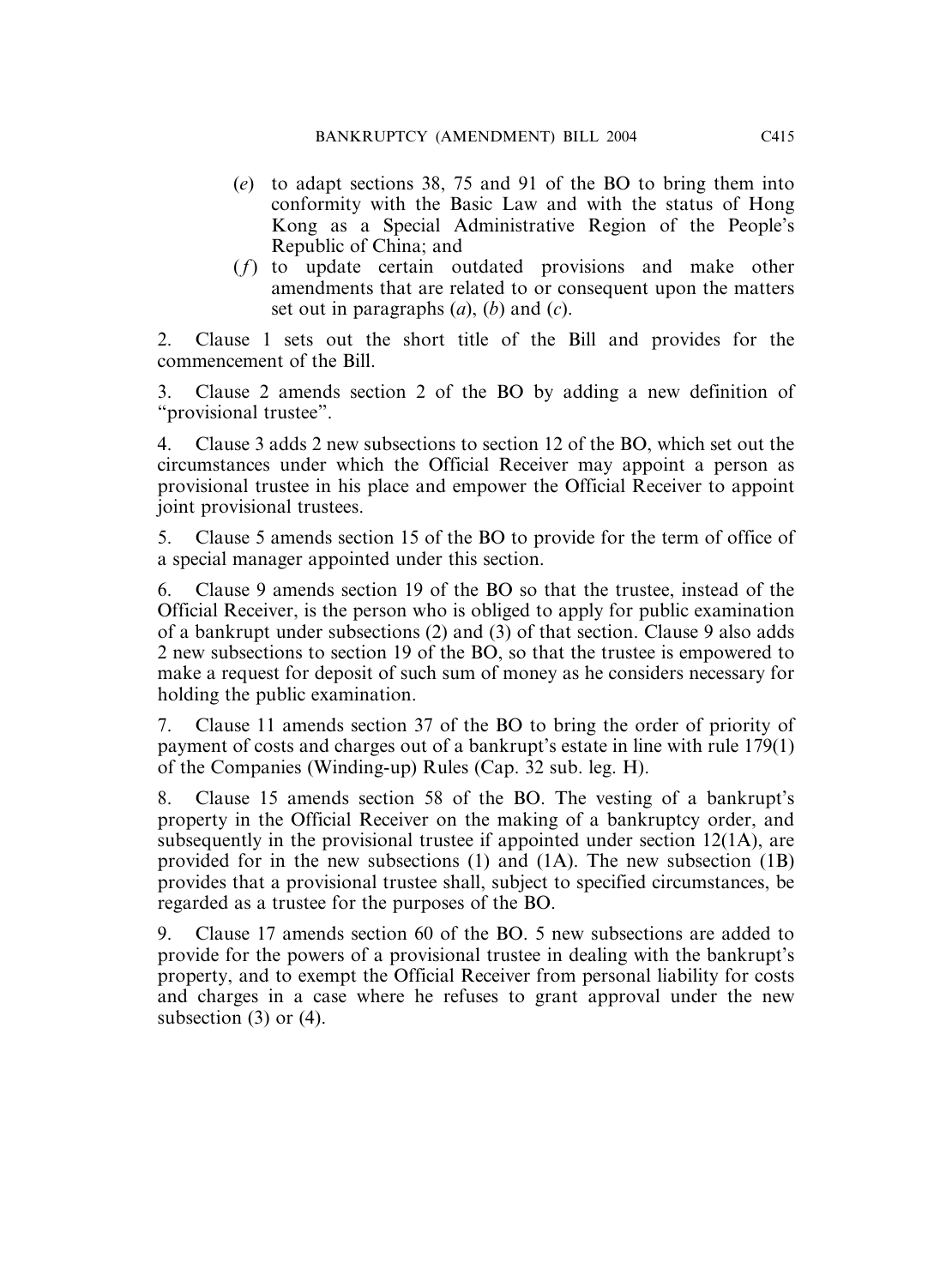(*e*) to adapt sections 38, 75 and 91 of the BO to bring them into conformity with the Basic Law and with the status of Hong Kong as a Special Administrative Region of the People's Republic of China; and

(*f*) to update certain outdated provisions and make other amendments that are related to or consequent upon the matters set out in paragraphs (*a*), (*b*) and (*c*).

2. Clause 1 sets out the short title of the Bill and provides for the commencement of the Bill.

3. Clause 2 amends section 2 of the BO by adding a new definition of "provisional trustee".

4. Clause 3 adds 2 new subsections to section 12 of the BO, which set out the circumstances under which the Official Receiver may appoint a person as provisional trustee in his place and empower the Official Receiver to appoint joint provisional trustees.

5. Clause 5 amends section 15 of the BO to provide for the term of office of a special manager appointed under this section.

6. Clause 9 amends section 19 of the BO so that the trustee, instead of the Official Receiver, is the person who is obliged to apply for public examination of a bankrupt under subsections (2) and (3) of that section. Clause 9 also adds 2 new subsections to section 19 of the BO, so that the trustee is empowered to make a request for deposit of such sum of money as he considers necessary for holding the public examination.

7. Clause 11 amends section 37 of the BO to bring the order of priority of payment of costs and charges out of a bankrupt's estate in line with rule 179(1) of the Companies (Winding-up) Rules (Cap. 32 sub. leg. H).

8. Clause 15 amends section 58 of the BO. The vesting of a bankrupt's property in the Official Receiver on the making of a bankruptcy order, and subsequently in the provisional trustee if appointed under section 12(1A), are provided for in the new subsections (1) and (1A). The new subsection (1B) provides that a provisional trustee shall, subject to specified circumstances, be regarded as a trustee for the purposes of the BO.

9. Clause 17 amends section 60 of the BO. 5 new subsections are added to provide for the powers of a provisional trustee in dealing with the bankrupt's property, and to exempt the Official Receiver from personal liability for costs and charges in a case where he refuses to grant approval under the new subsection (3) or (4).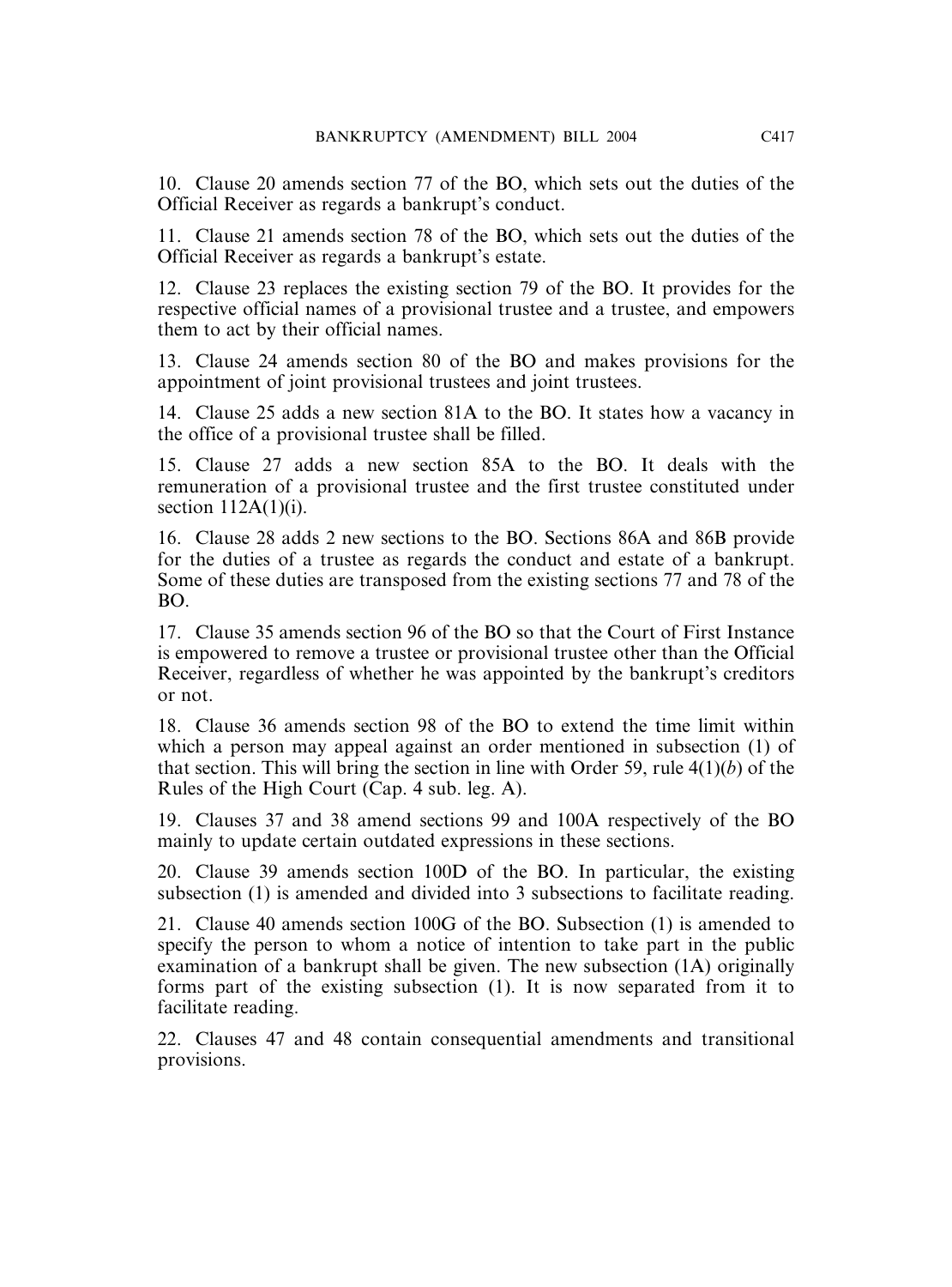10. Clause 20 amends section 77 of the BO, which sets out the duties of the Official Receiver as regards a bankrupt's conduct.

11. Clause 21 amends section 78 of the BO, which sets out the duties of the Official Receiver as regards a bankrupt's estate.

12. Clause 23 replaces the existing section 79 of the BO. It provides for the respective official names of a provisional trustee and a trustee, and empowers them to act by their official names.

13. Clause 24 amends section 80 of the BO and makes provisions for the appointment of joint provisional trustees and joint trustees.

14. Clause 25 adds a new section 81A to the BO. It states how a vacancy in the office of a provisional trustee shall be filled.

15. Clause 27 adds a new section 85A to the BO. It deals with the remuneration of a provisional trustee and the first trustee constituted under section 112A(1)(i).

16. Clause 28 adds 2 new sections to the BO. Sections 86A and 86B provide for the duties of a trustee as regards the conduct and estate of a bankrupt. Some of these duties are transposed from the existing sections 77 and 78 of the BO.

17. Clause 35 amends section 96 of the BO so that the Court of First Instance is empowered to remove a trustee or provisional trustee other than the Official Receiver, regardless of whether he was appointed by the bankrupt's creditors or not.

18. Clause 36 amends section 98 of the BO to extend the time limit within which a person may appeal against an order mentioned in subsection (1) of that section. This will bring the section in line with Order 59, rule 4(1)(*b*) of the Rules of the High Court (Cap. 4 sub. leg. A).

19. Clauses 37 and 38 amend sections 99 and 100A respectively of the BO mainly to update certain outdated expressions in these sections.

20. Clause 39 amends section 100D of the BO. In particular, the existing subsection (1) is amended and divided into 3 subsections to facilitate reading.

21. Clause 40 amends section 100G of the BO. Subsection (1) is amended to specify the person to whom a notice of intention to take part in the public examination of a bankrupt shall be given. The new subsection (1A) originally forms part of the existing subsection (1). It is now separated from it to facilitate reading.

22. Clauses 47 and 48 contain consequential amendments and transitional provisions.